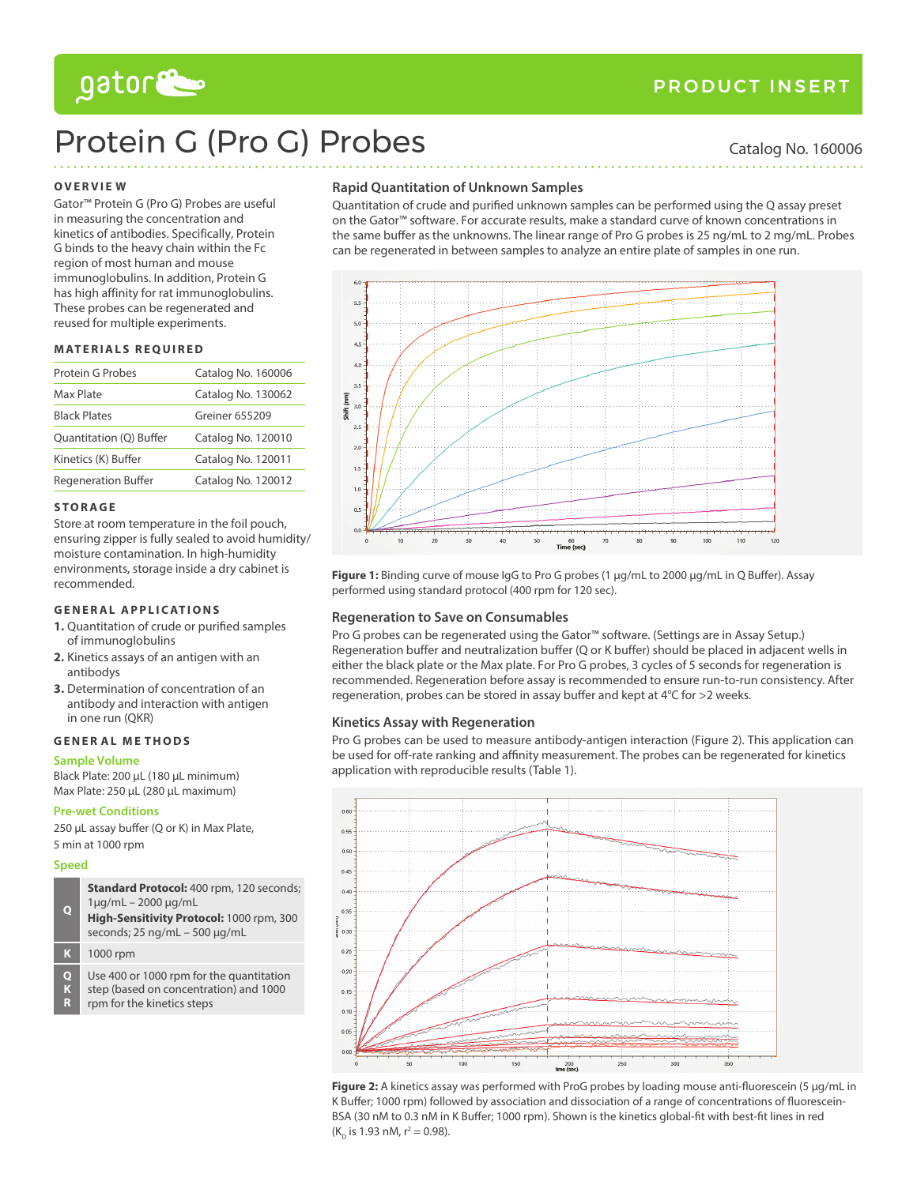# Protein G (Pro G) Probes

PRODUCT INSERT

Catalog No. 160006

## OVERVIEW

Gator™ Protein G (Pro G) Probes are useful in measuring the concentration and kinetics of antibodies. Specifically, Protein G binds to the heavy chain within the Fc region of most human and mouse immunoglobulins. In addition, Protein G has high affinity for rat immunoglobulins. These probes can be regenerated and reused for multiple experiments.

## MATERIALS REQUIRED

| | |
|---|---|
| Protein G Probes | Catalog No. 160006 |
| Max Plate | Catalog No. 130062 |
| Black Plates | Greiner 655209 |
| Quantitation (Q) Buffer | Catalog No. 120010 |
| Kinetics (K) Buffer | Catalog No. 120011 |
| Regeneration Buffer | Catalog No. 120012 |

## STORAGE

Store at room temperature in the foil pouch, ensuring zipper is fully sealed to avoid humidity/moisture contamination. In high-humidity environments, storage inside a dry cabinet is recommended.

## GENERAL APPLICATIONS

1. Quantitation of crude or purified samples of immunoglobulins
2. Kinetics assays of an antigen with an antibodys
3. Determination of concentration of an antibody and interaction with antigen in one run (QKR)

## GENERAL METHODS

### Sample Volume

Black Plate: 200 µL (180 µL minimum)
Max Plate: 250 µL (280 µL maximum)

### Pre-wet Conditions

250 µL assay buffer (Q or K) in Max Plate, 5 min at 1000 rpm

### Speed

| | |
|---|---|
| Q | **Standard Protocol:** 400 rpm, 120 seconds; 1µg/mL – 2000 µg/mL<br>**High-Sensitivity Protocol:** 1000 rpm, 300 seconds; 25 ng/mL – 500 µg/mL |
| K | 1000 rpm |
| QKR | Use 400 or 1000 rpm for the quantitation step (based on concentration) and 1000 rpm for the kinetics steps |

### Rapid Quantitation of Unknown Samples

Quantitation of crude and purified unknown samples can be performed using the Q assay preset on the Gator™ software. For accurate results, make a standard curve of known concentrations in the same buffer as the unknowns. The linear range of Pro G probes is 25 ng/mL to 2 mg/mL. Probes can be regenerated in between samples to analyze an entire plate of samples in one run.

**Figure 1:** Binding curve of mouse IgG to Pro G probes (1 µg/mL to 2000 µg/mL in Q Buffer). Assay performed using standard protocol (400 rpm for 120 sec).

### Regeneration to Save on Consumables

Pro G probes can be regenerated using the Gator™ software. (Settings are in Assay Setup.) Regeneration buffer and neutralization buffer (Q or K buffer) should be placed in adjacent wells in either the black plate or the Max plate. For Pro G probes, 3 cycles of 5 seconds for regeneration is recommended. Regeneration before assay is recommended to ensure run-to-run consistency. After regeneration, probes can be stored in assay buffer and kept at 4°C for >2 weeks.

### Kinetics Assay with Regeneration

Pro G probes can be used to measure antibody-antigen interaction (Figure 2). This application can be used for off-rate ranking and affinity measurement. The probes can be regenerated for kinetics application with reproducible results (Table 1).

**Figure 2:** A kinetics assay was performed with ProG probes by loading mouse anti-fluorescein (5 µg/mL in K Buffer; 1000 rpm) followed by association and dissociation of a range of concentrations of fluorescein-BSA (30 nM to 0.3 nM in K Buffer; 1000 rpm). Shown is the kinetics global-fit with best-fit lines in red ($K_D$ is 1.93 nM, $r^2 = 0.98$).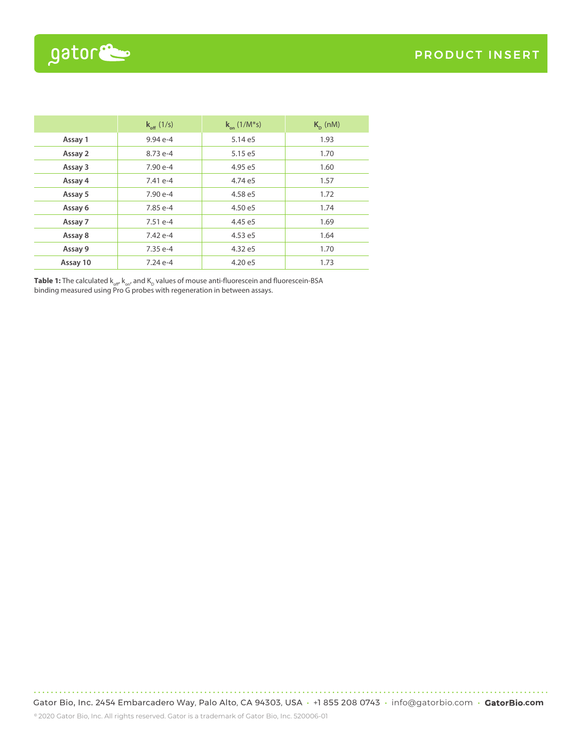| | $k_{off}$ (1/s) | $k_{on}$ (1/M*s) | $K_D$ (nM) |
|---|---|---|---|
| **Assay 1** | 9.94 e-4 | 5.14 e5 | 1.93 |
| **Assay 2** | 8.73 e-4 | 5.15 e5 | 1.70 |
| **Assay 3** | 7.90 e-4 | 4.95 e5 | 1.60 |
| **Assay 4** | 7.41 e-4 | 4.74 e5 | 1.57 |
| **Assay 5** | 7.90 e-4 | 4.58 e5 | 1.72 |
| **Assay 6** | 7.85 e-4 | 4.50 e5 | 1.74 |
| **Assay 7** | 7.51 e-4 | 4.45 e5 | 1.69 |
| **Assay 8** | 7.42 e-4 | 4.53 e5 | 1.64 |
| **Assay 9** | 7.35 e-4 | 4.32 e5 | 1.70 |
| **Assay 10** | 7.24 e-4 | 4.20 e5 | 1.73 |

**Table 1:** The calculated $k_{off}$, $k_{on}$, and $K_D$ values of mouse anti-fluorescein and fluorescein-BSA binding measured using Pro G probes with regeneration in between assays.

Gator Bio, Inc. 2454 Embarcadero Way, Palo Alto, CA 94303, USA · +1 855 208 0743 · info@gatorbio.com · **GatorBio.com**

© 2020 Gator Bio, Inc. All rights reserved. Gator is a trademark of Gator Bio, Inc. 520006-01